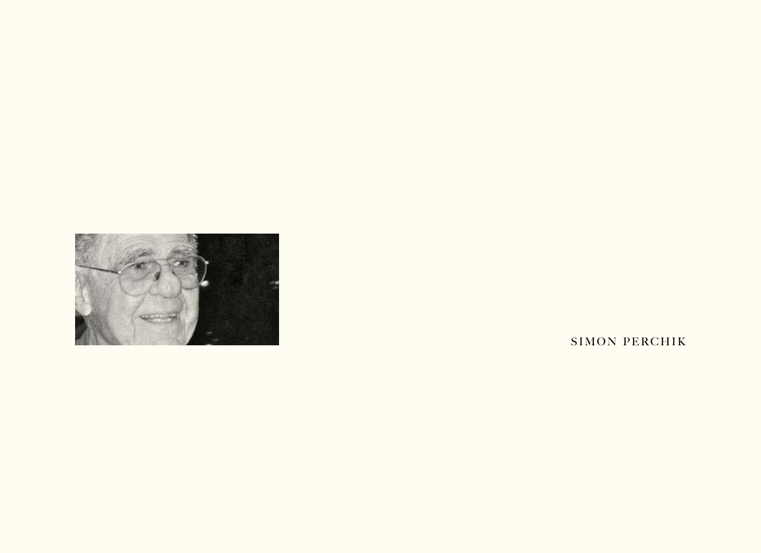SIMON PERCHIK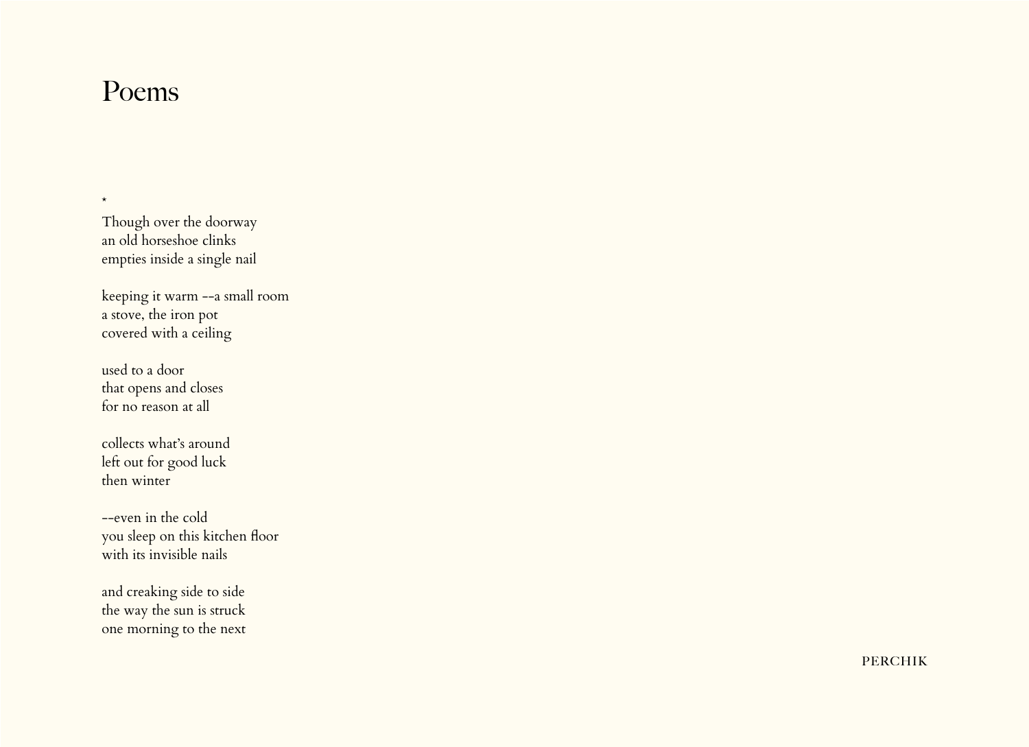# Poems

*

Though over the doorway
an old horseshoe clinks
empties inside a single nail

keeping it warm --a small room
a stove, the iron pot
covered with a ceiling

used to a door
that opens and closes
for no reason at all

collects what's around
left out for good luck
then winter

--even in the cold
you sleep on this kitchen floor
with its invisible nails

and creaking side to side
the way the sun is struck
one morning to the next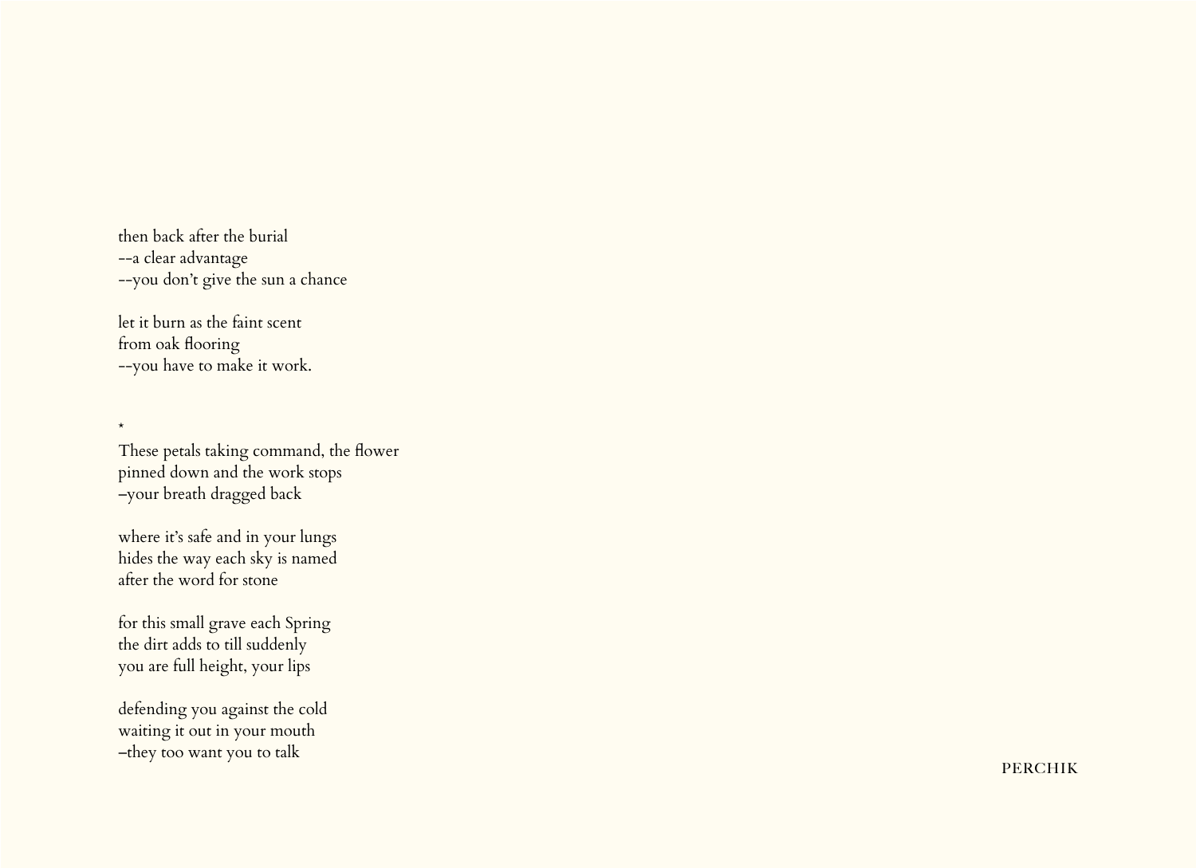then back after the burial
--a clear advantage
--you don't give the sun a chance

let it burn as the faint scent
from oak flooring
--you have to make it work.

*

These petals taking command, the flower
pinned down and the work stops
–your breath dragged back

where it's safe and in your lungs
hides the way each sky is named
after the word for stone

for this small grave each Spring
the dirt adds to till suddenly
you are full height, your lips

defending you against the cold
waiting it out in your mouth
–they too want you to talk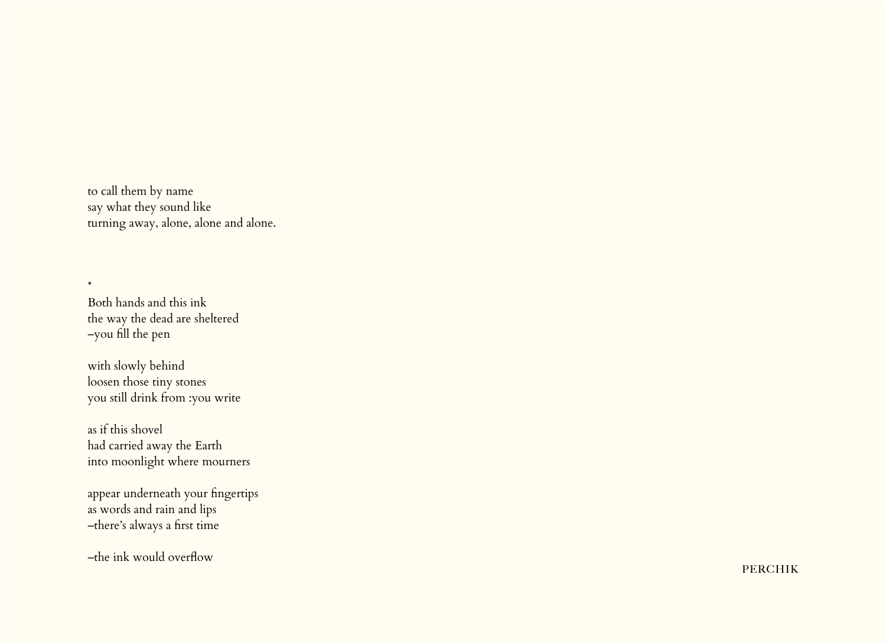to call them by name
say what they sound like
turning away, alone, alone and alone.

*

Both hands and this ink
the way the dead are sheltered
–you fill the pen

with slowly behind
loosen those tiny stones
you still drink from :you write

as if this shovel
had carried away the Earth
into moonlight where mourners

appear underneath your fingertips
as words and rain and lips
–there's always a first time

–the ink would overflow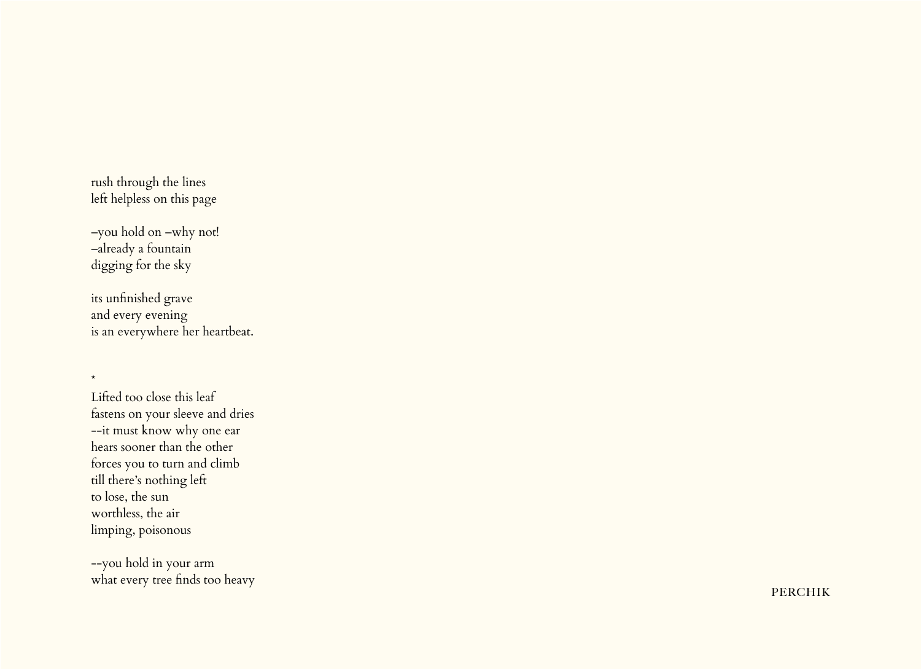rush through the lines
left helpless on this page

–you hold on –why not!
–already a fountain
digging for the sky

its unfinished grave
and every evening
is an everywhere her heartbeat.

*

Lifted too close this leaf
fastens on your sleeve and dries
--it must know why one ear
hears sooner than the other
forces you to turn and climb
till there's nothing left
to lose, the sun
worthless, the air
limping, poisonous

--you hold in your arm
what every tree finds too heavy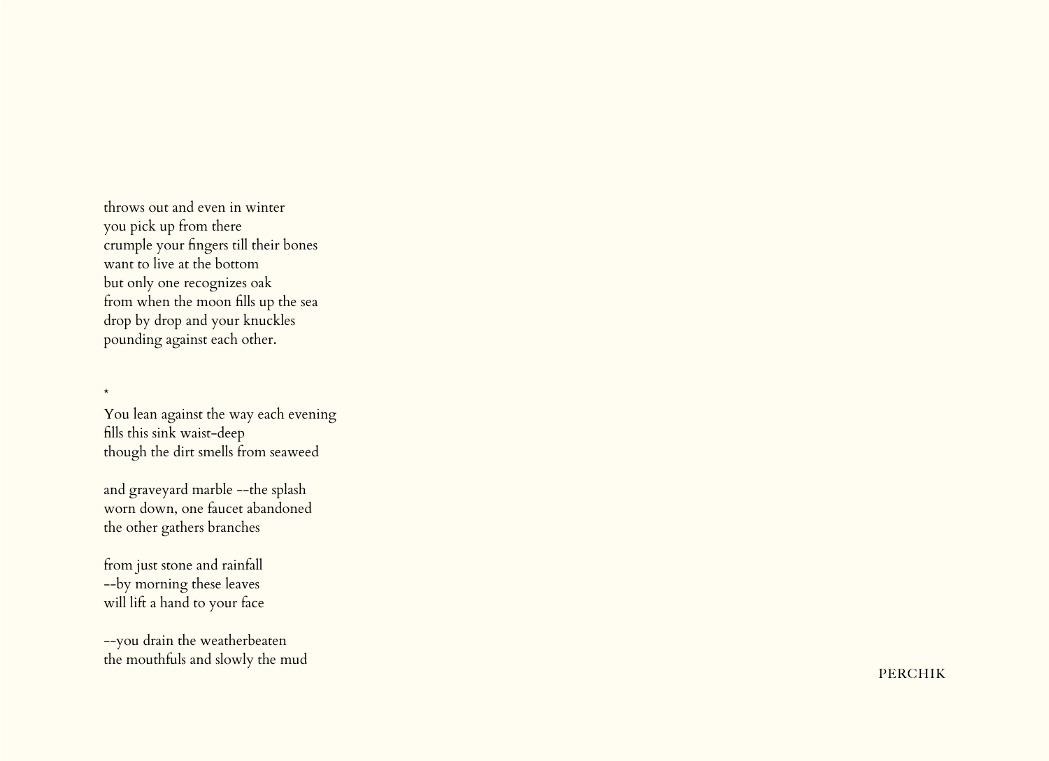throws out and even in winter  
you pick up from there  
crumple your fingers till their bones  
want to live at the bottom  
but only one recognizes oak  
from when the moon fills up the sea  
drop by drop and your knuckles  
pounding against each other.

*

You lean against the way each evening  
fills this sink waist-deep  
though the dirt smells from seaweed

and graveyard marble --the splash  
worn down, one faucet abandoned  
the other gathers branches

from just stone and rainfall  
--by morning these leaves  
will lift a hand to your face

--you drain the weatherbeaten  
the mouthfuls and slowly the mud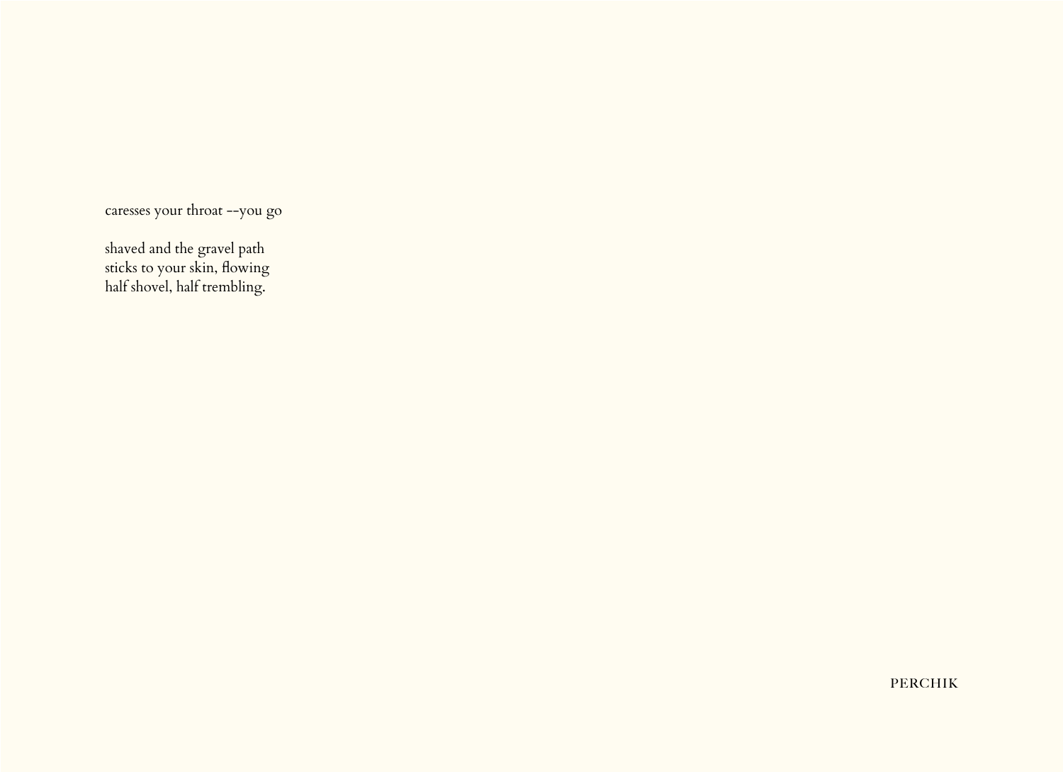caresses your throat --you go

shaved and the gravel path
sticks to your skin, flowing
half shovel, half trembling.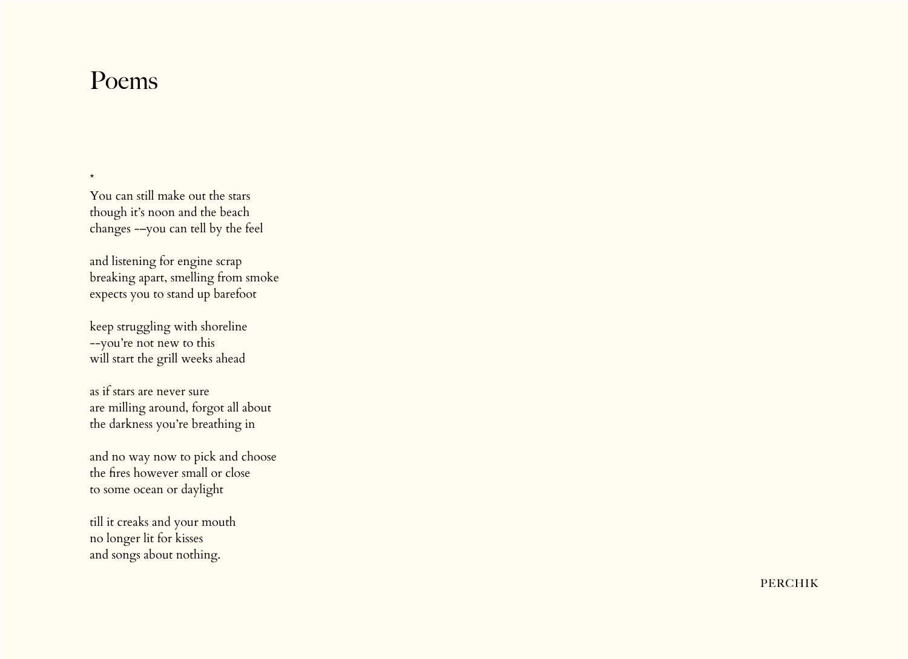# Poems

*

You can still make out the stars
though it’s noon and the beach
changes ––you can tell by the feel

and listening for engine scrap
breaking apart, smelling from smoke
expects you to stand up barefoot

keep struggling with shoreline
--you’re not new to this
will start the grill weeks ahead

as if stars are never sure
are milling around, forgot all about
the darkness you’re breathing in

and no way now to pick and choose
the fires however small or close
to some ocean or daylight

till it creaks and your mouth
no longer lit for kisses
and songs about nothing.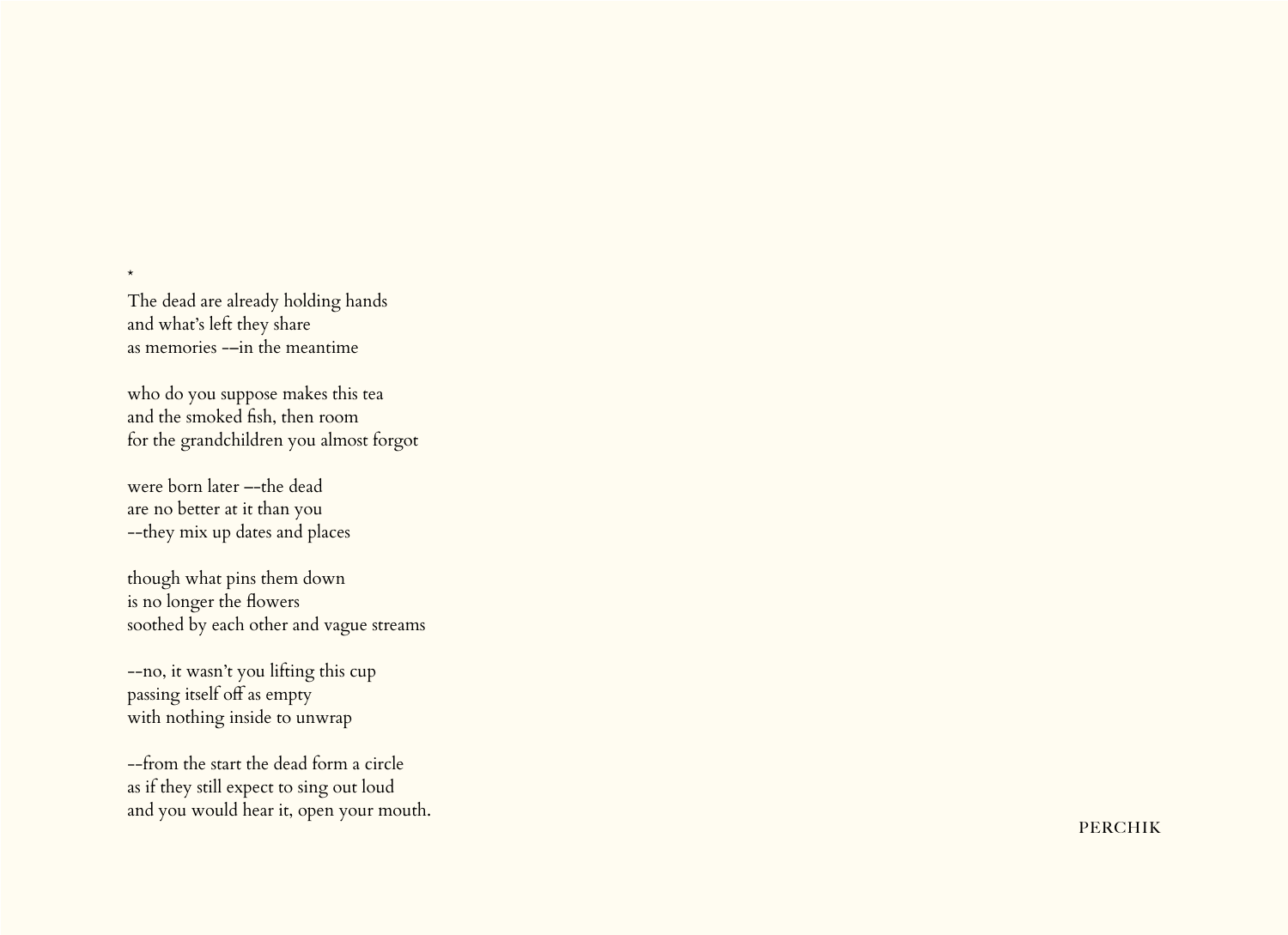*

The dead are already holding hands
and what's left they share
as memories ––in the meantime

who do you suppose makes this tea
and the smoked fish, then room
for the grandchildren you almost forgot

were born later ––the dead
are no better at it than you
--they mix up dates and places

though what pins them down
is no longer the flowers
soothed by each other and vague streams

--no, it wasn't you lifting this cup
passing itself off as empty
with nothing inside to unwrap

--from the start the dead form a circle
as if they still expect to sing out loud
and you would hear it, open your mouth.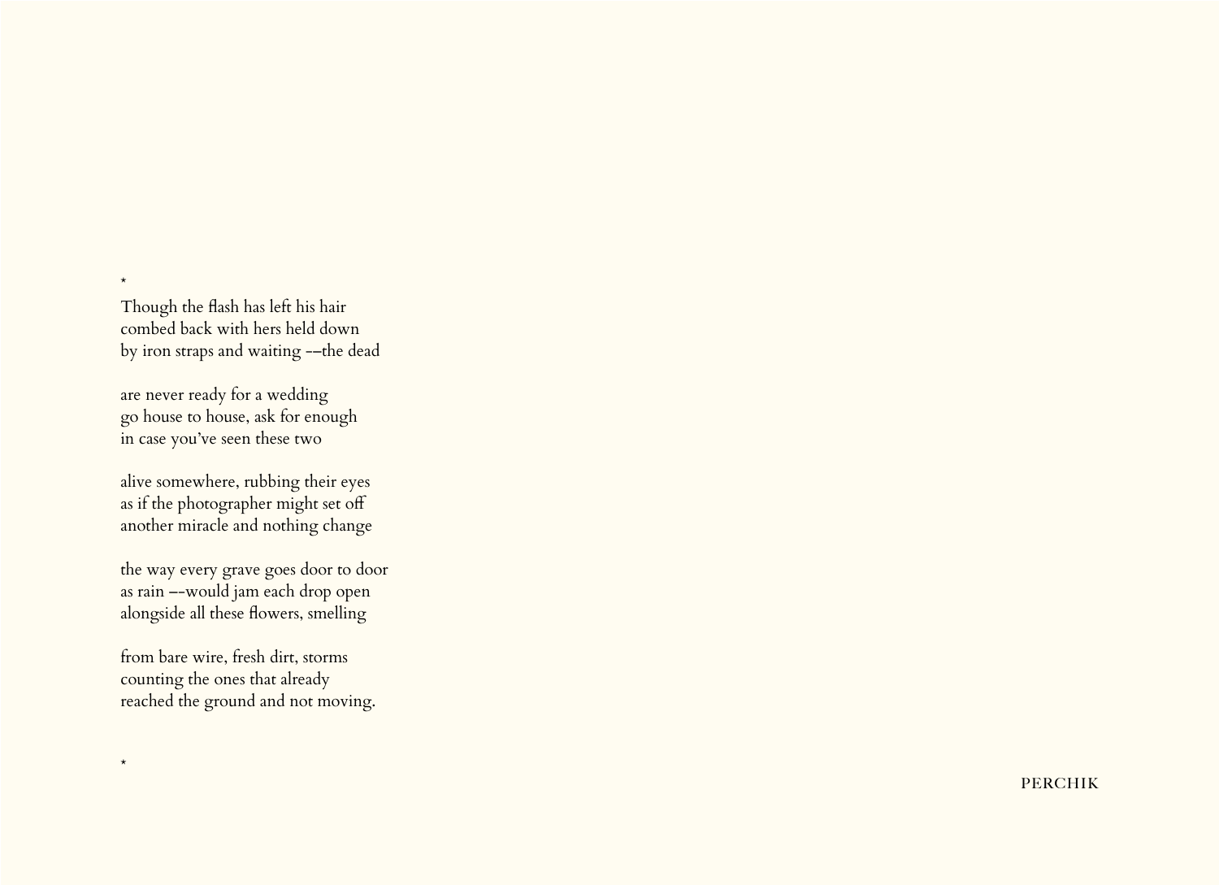*

Though the flash has left his hair
combed back with hers held down
by iron straps and waiting ––the dead

are never ready for a wedding
go house to house, ask for enough
in case you've seen these two

alive somewhere, rubbing their eyes
as if the photographer might set off
another miracle and nothing change

the way every grave goes door to door
as rain ––would jam each drop open
alongside all these flowers, smelling

from bare wire, fresh dirt, storms
counting the ones that already
reached the ground and not moving.

*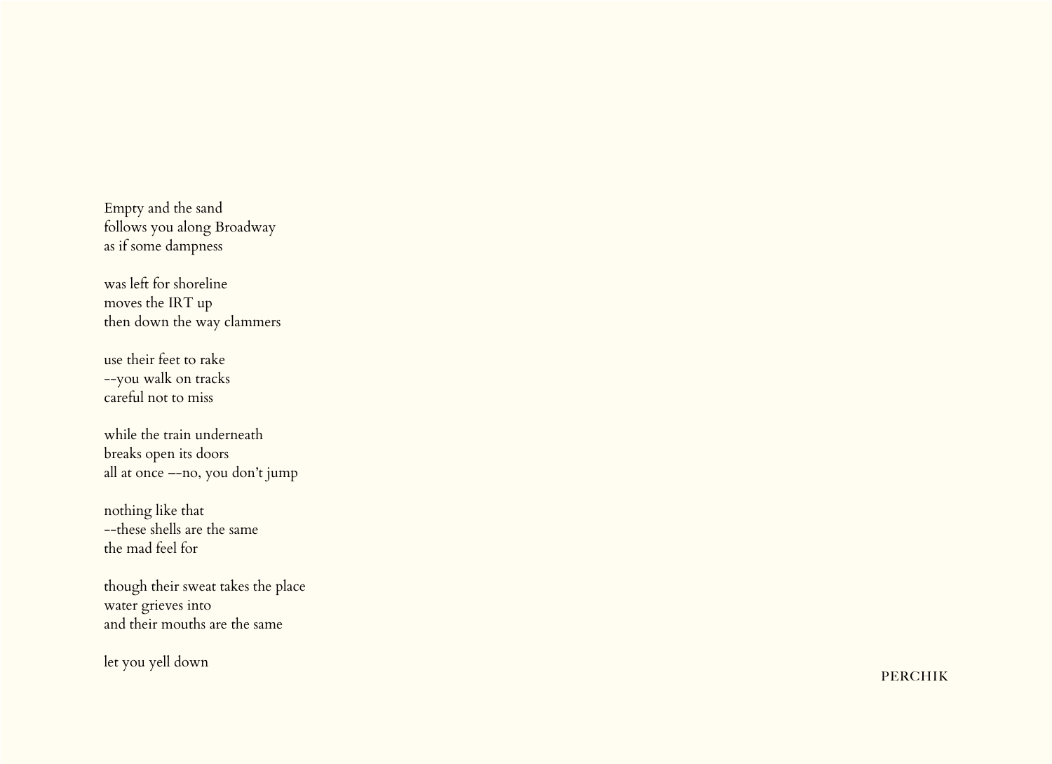Empty and the sand
follows you along Broadway
as if some dampness

was left for shoreline
moves the IRT up
then down the way clammers

use their feet to rake
--you walk on tracks
careful not to miss

while the train underneath
breaks open its doors
all at once --no, you don't jump

nothing like that
--these shells are the same
the mad feel for

though their sweat takes the place
water grieves into
and their mouths are the same

let you yell down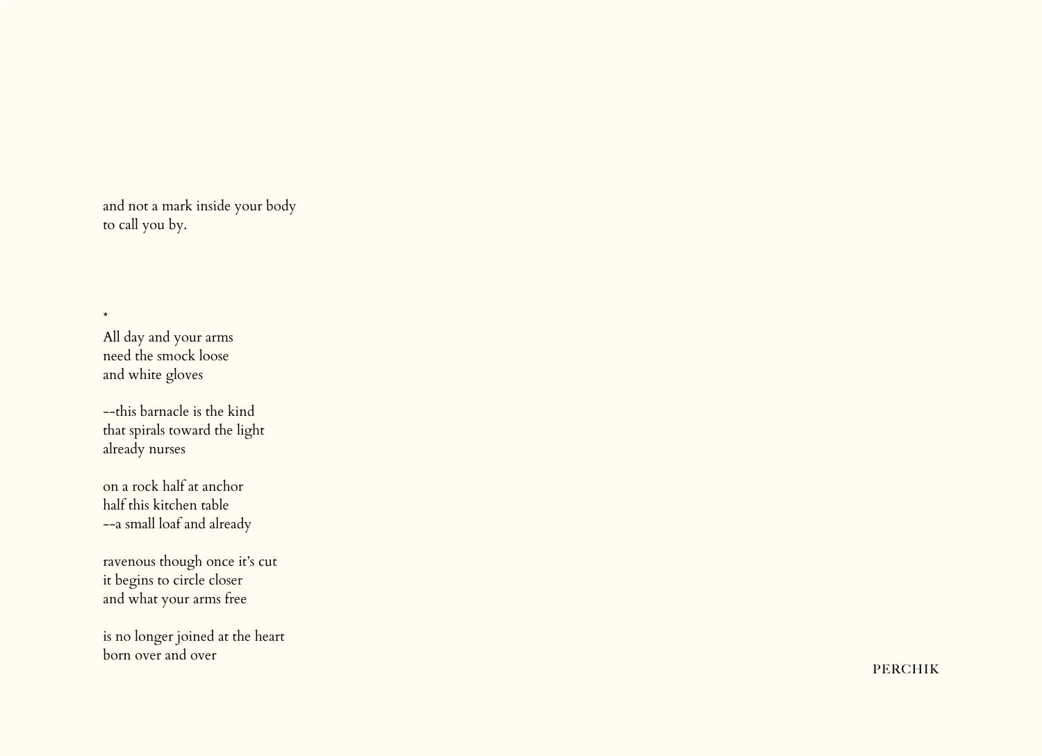and not a mark inside your body
to call you by.

*

All day and your arms
need the smock loose
and white gloves

--this barnacle is the kind
that spirals toward the light
already nurses

on a rock half at anchor
half this kitchen table
--a small loaf and already

ravenous though once it's cut
it begins to circle closer
and what your arms free

is no longer joined at the heart
born over and over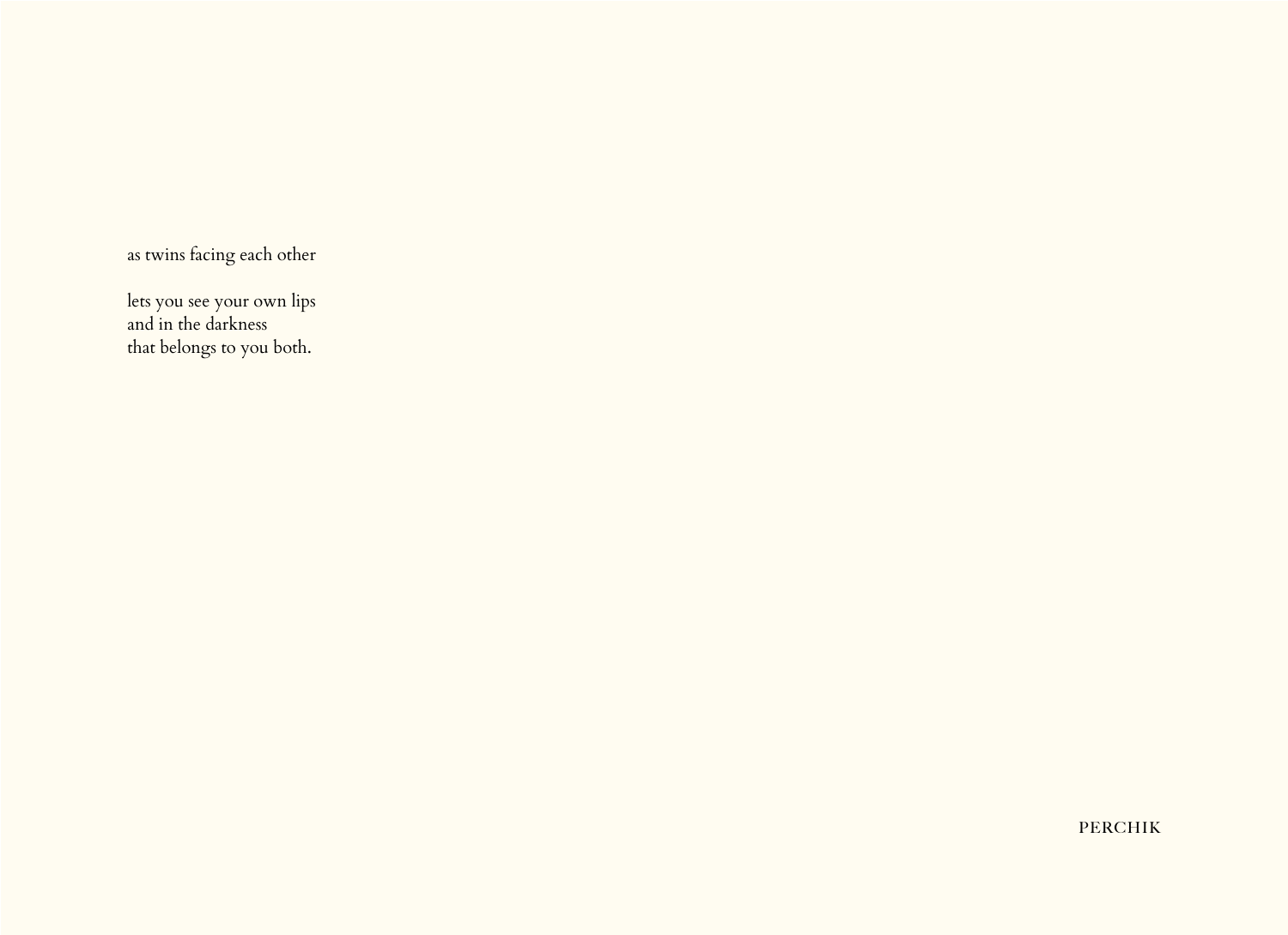as twins facing each other

lets you see your own lips  
and in the darkness  
that belongs to you both.

PERCHIK